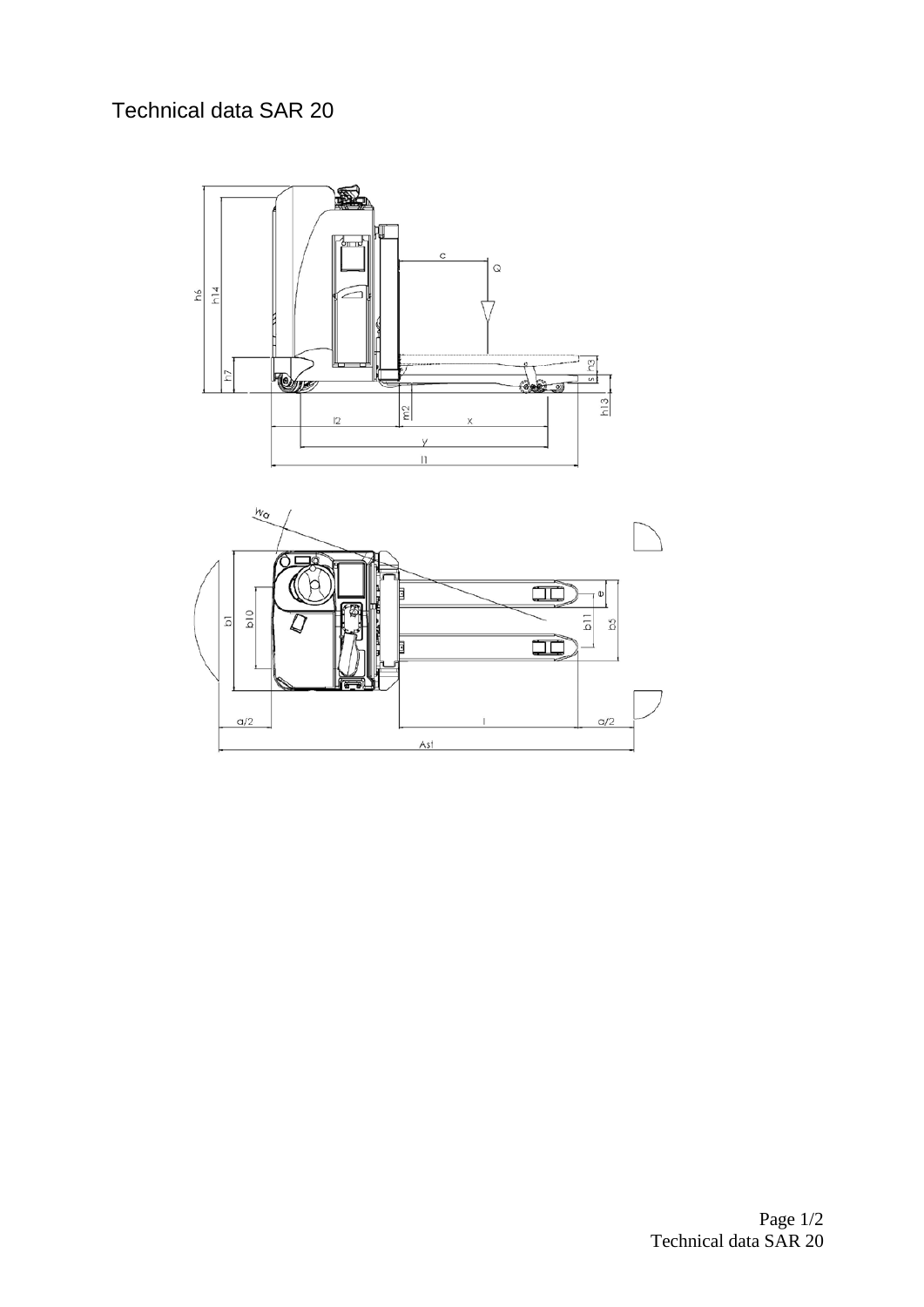# Technical data SAR 20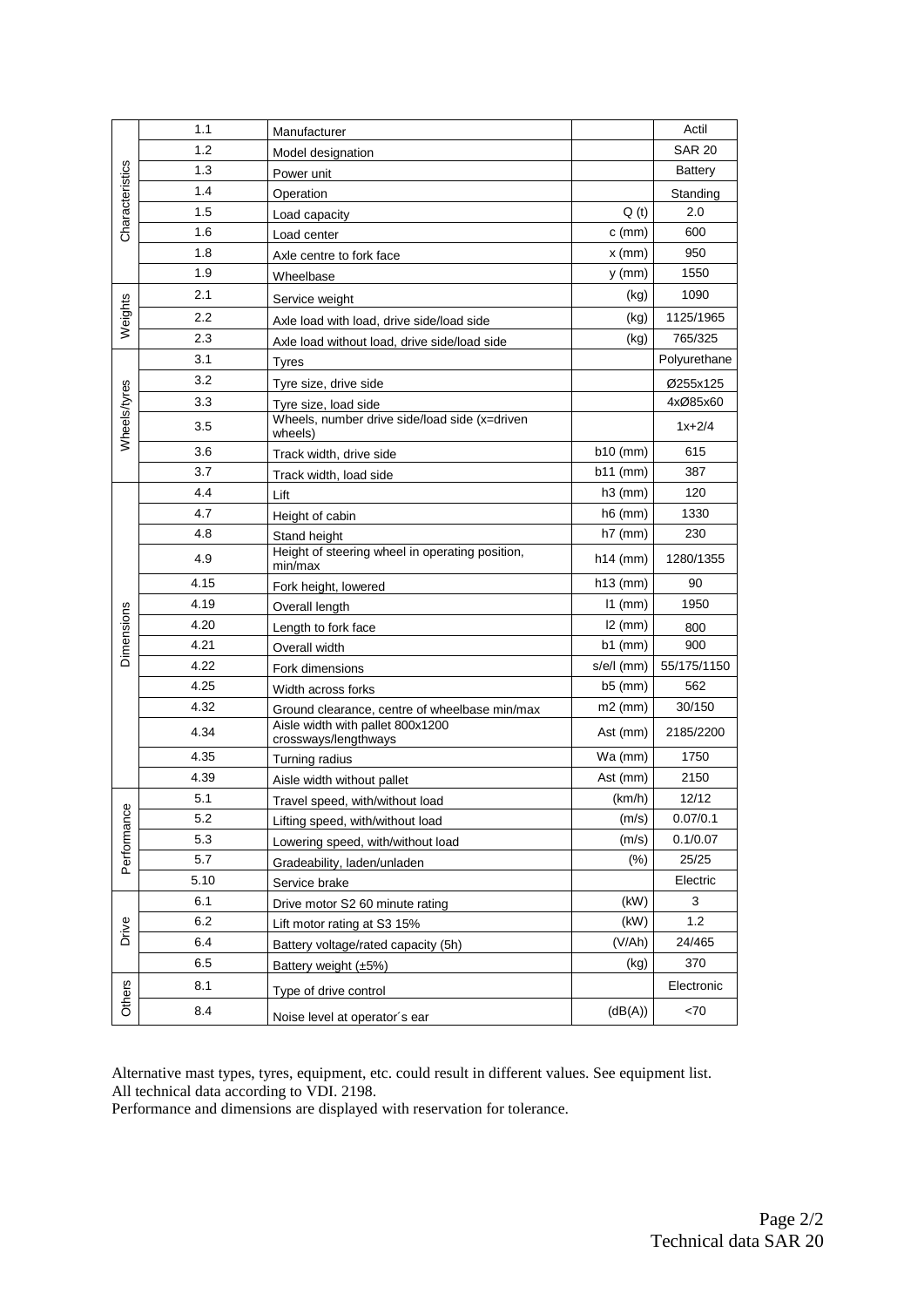| | | | | |
|---|---|---|---|---|
| Characteristics | 1.1 | Manufacturer | | Actil |
| | 1.2 | Model designation | | SAR 20 |
| | 1.3 | Power unit | | Battery |
| | 1.4 | Operation | | Standing |
| | 1.5 | Load capacity | Q (t) | 2.0 |
| | 1.6 | Load center | c (mm) | 600 |
| | 1.8 | Axle centre to fork face | x (mm) | 950 |
| | 1.9 | Wheelbase | y (mm) | 1550 |
| Weights | 2.1 | Service weight | (kg) | 1090 |
| | 2.2 | Axle load with load, drive side/load side | (kg) | 1125/1965 |
| | 2.3 | Axle load without load, drive side/load side | (kg) | 765/325 |
| Wheels/tyres | 3.1 | Tyres | | Polyurethane |
| | 3.2 | Tyre size, drive side | | Ø255x125 |
| | 3.3 | Tyre size, load side | | 4xØ85x60 |
| | 3.5 | Wheels, number drive side/load side (x=driven wheels) | | 1x+2/4 |
| | 3.6 | Track width, drive side | b10 (mm) | 615 |
| | 3.7 | Track width, load side | b11 (mm) | 387 |
| Dimensions | 4.4 | Lift | h3 (mm) | 120 |
| | 4.7 | Height of cabin | h6 (mm) | 1330 |
| | 4.8 | Stand height | h7 (mm) | 230 |
| | 4.9 | Height of steering wheel in operating position, min/max | h14 (mm) | 1280/1355 |
| | 4.15 | Fork height, lowered | h13 (mm) | 90 |
| | 4.19 | Overall length | l1 (mm) | 1950 |
| | 4.20 | Length to fork face | l2 (mm) | 800 |
| | 4.21 | Overall width | b1 (mm) | 900 |
| | 4.22 | Fork dimensions | s/e/l (mm) | 55/175/1150 |
| | 4.25 | Width across forks | b5 (mm) | 562 |
| | 4.32 | Ground clearance, centre of wheelbase min/max | m2 (mm) | 30/150 |
| | 4.34 | Aisle width with pallet 800x1200 crossways/lengthways | Ast (mm) | 2185/2200 |
| | 4.35 | Turning radius | Wa (mm) | 1750 |
| | 4.39 | Aisle width without pallet | Ast (mm) | 2150 |
| Performance | 5.1 | Travel speed, with/without load | (km/h) | 12/12 |
| | 5.2 | Lifting speed, with/without load | (m/s) | 0.07/0.1 |
| | 5.3 | Lowering speed, with/without load | (m/s) | 0.1/0.07 |
| | 5.7 | Gradeability, laden/unladen | (%) | 25/25 |
| | 5.10 | Service brake | | Electric |
| Drive | 6.1 | Drive motor S2 60 minute rating | (kW) | 3 |
| | 6.2 | Lift motor rating at S3 15% | (kW) | 1.2 |
| | 6.4 | Battery voltage/rated capacity (5h) | (V/Ah) | 24/465 |
| | 6.5 | Battery weight (±5%) | (kg) | 370 |
| Others | 8.1 | Type of drive control | | Electronic |
| | 8.4 | Noise level at operator´s ear | (dB(A)) | <70 |

Alternative mast types, tyres, equipment, etc. could result in different values. See equipment list.
All technical data according to VDI. 2198.
Performance and dimensions are displayed with reservation for tolerance.